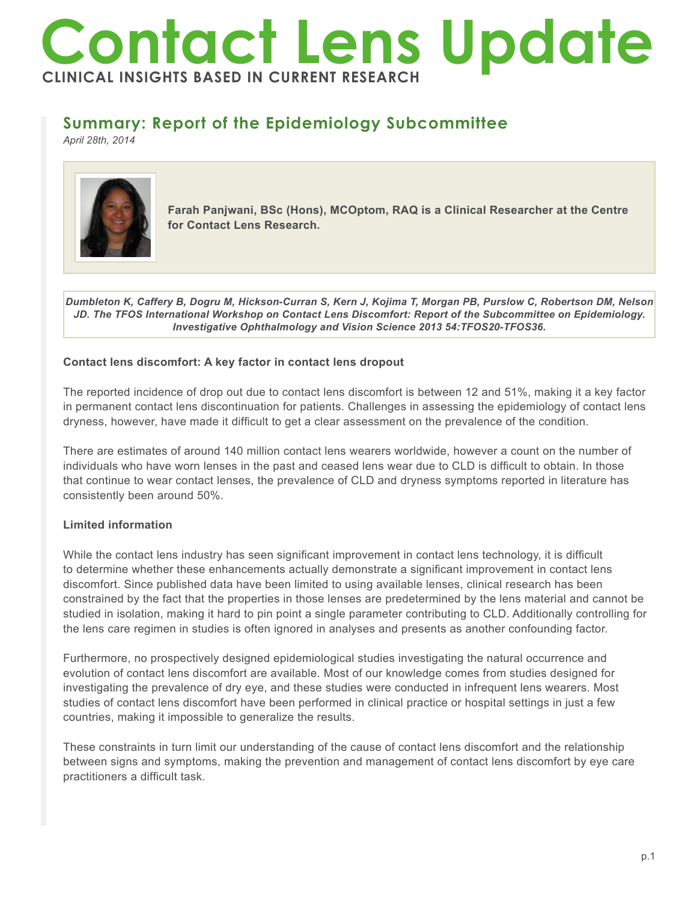# Contact Lens Update

**CLINICAL INSIGHTS BASED IN CURRENT RESEARCH**

## Summary: Report of the Epidemiology Subcommittee

*April 28th, 2014*

**Farah Panjwani, BSc (Hons), MCOptom, RAQ is a Clinical Researcher at the Centre for Contact Lens Research.**

***Dumbleton K, Caffery B, Dogru M, Hickson-Curran S, Kern J, Kojima T, Morgan PB, Purslow C, Robertson DM, Nelson JD. The TFOS International Workshop on Contact Lens Discomfort: Report of the Subcommittee on Epidemiology. Investigative Ophthalmology and Vision Science 2013 54:TFOS20-TFOS36.***

**Contact lens discomfort: A key factor in contact lens dropout**

The reported incidence of drop out due to contact lens discomfort is between 12 and 51%, making it a key factor in permanent contact lens discontinuation for patients. Challenges in assessing the epidemiology of contact lens dryness, however, have made it difficult to get a clear assessment on the prevalence of the condition.

There are estimates of around 140 million contact lens wearers worldwide, however a count on the number of individuals who have worn lenses in the past and ceased lens wear due to CLD is difficult to obtain. In those that continue to wear contact lenses, the prevalence of CLD and dryness symptoms reported in literature has consistently been around 50%.

**Limited information**

While the contact lens industry has seen significant improvement in contact lens technology, it is difficult to determine whether these enhancements actually demonstrate a significant improvement in contact lens discomfort. Since published data have been limited to using available lenses, clinical research has been constrained by the fact that the properties in those lenses are predetermined by the lens material and cannot be studied in isolation, making it hard to pin point a single parameter contributing to CLD. Additionally controlling for the lens care regimen in studies is often ignored in analyses and presents as another confounding factor.

Furthermore, no prospectively designed epidemiological studies investigating the natural occurrence and evolution of contact lens discomfort are available. Most of our knowledge comes from studies designed for investigating the prevalence of dry eye, and these studies were conducted in infrequent lens wearers. Most studies of contact lens discomfort have been performed in clinical practice or hospital settings in just a few countries, making it impossible to generalize the results.

These constraints in turn limit our understanding of the cause of contact lens discomfort and the relationship between signs and symptoms, making the prevention and management of contact lens discomfort by eye care practitioners a difficult task.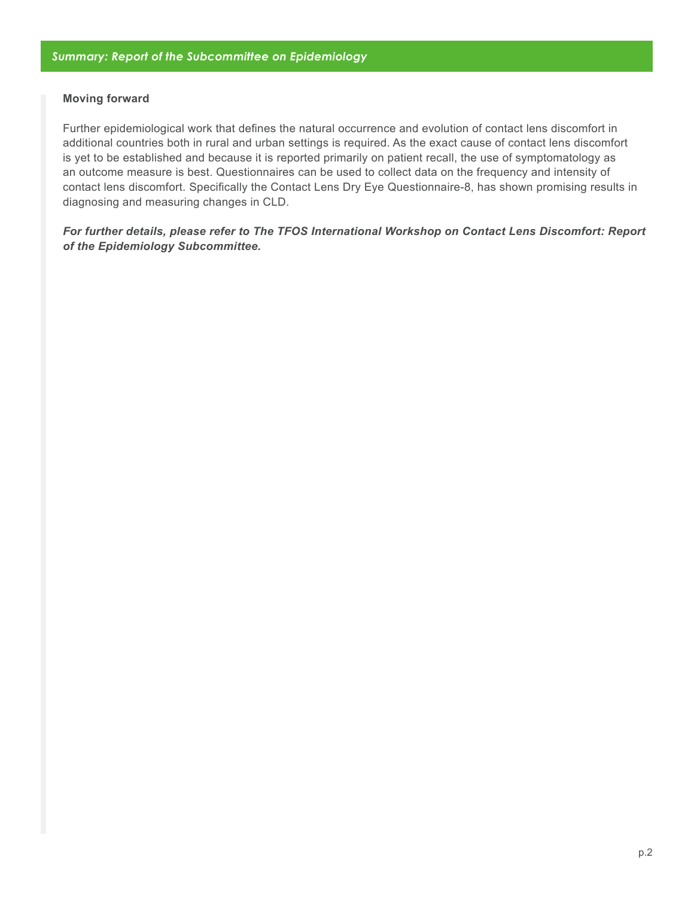## Moving forward

Further epidemiological work that defines the natural occurrence and evolution of contact lens discomfort in additional countries both in rural and urban settings is required. As the exact cause of contact lens discomfort is yet to be established and because it is reported primarily on patient recall, the use of symptomatology as an outcome measure is best. Questionnaires can be used to collect data on the frequency and intensity of contact lens discomfort. Specifically the Contact Lens Dry Eye Questionnaire-8, has shown promising results in diagnosing and measuring changes in CLD.

***For further details, please refer to The TFOS International Workshop on Contact Lens Discomfort: Report of the Epidemiology Subcommittee.***